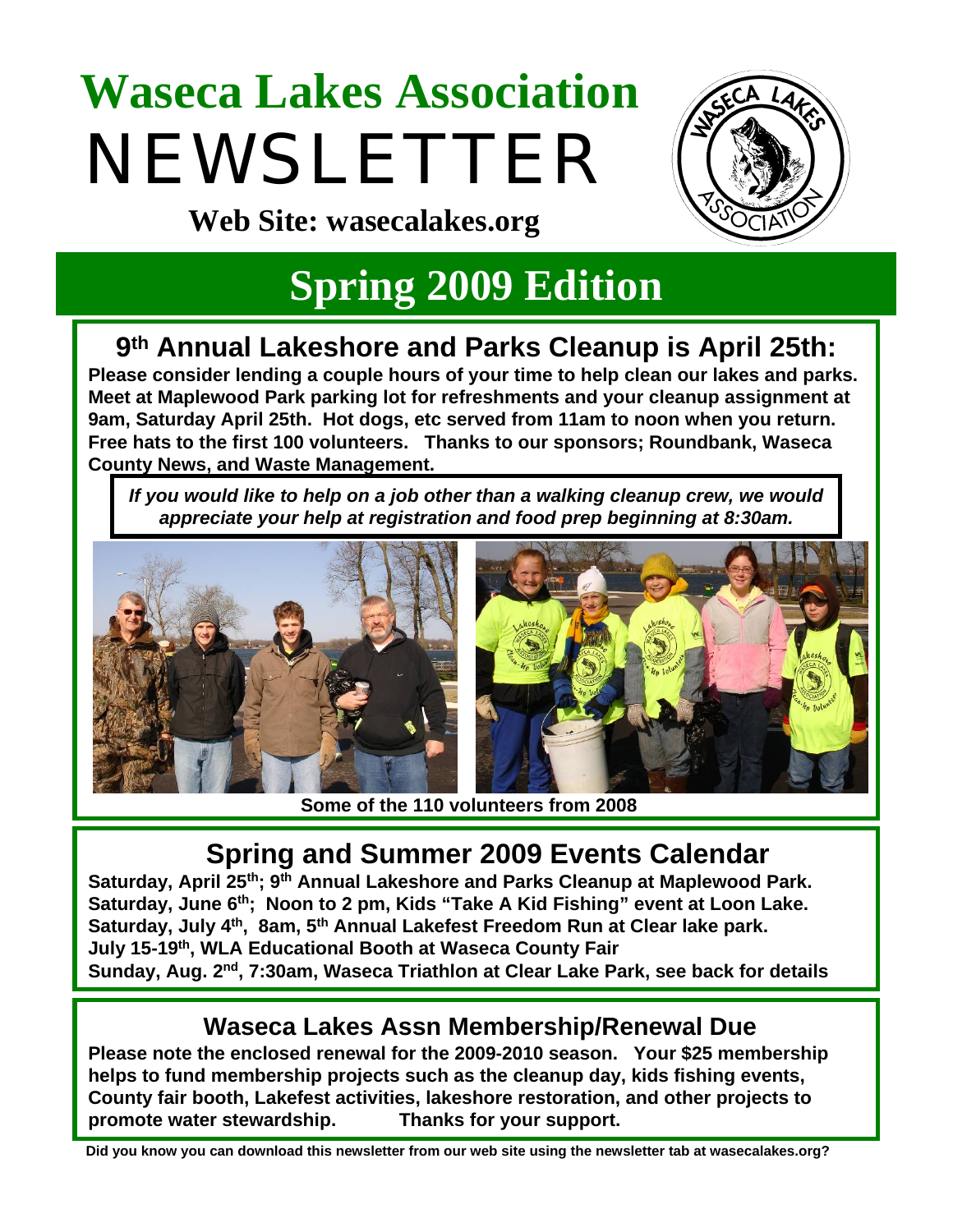# Waseca Lakes Association NEWSLETTER

**Web Site: wasecalakes.org**

## Spring 2009 Edition

### 9th Annual Lakeshore and Parks Cleanup is April 25th:

**Please consider lending a couple hours of your time to help clean our lakes and parks. Meet at Maplewood Park parking lot for refreshments and your cleanup assignment at 9am, Saturday April 25th. Hot dogs, etc served from 11am to noon when you return. Free hats to the first 100 volunteers. Thanks to our sponsors; Roundbank, Waseca County News, and Waste Management.**

***If you would like to help on a job other than a walking cleanup crew, we would appreciate your help at registration and food prep beginning at 8:30am.***

**Some of the 110 volunteers from 2008**

### Spring and Summer 2009 Events Calendar

**Saturday, April 25th; 9th Annual Lakeshore and Parks Cleanup at Maplewood Park.**
**Saturday, June 6th; Noon to 2 pm, Kids "Take A Kid Fishing" event at Loon Lake.**
**Saturday, July 4th, 8am, 5th Annual Lakefest Freedom Run at Clear lake park.**
**July 15-19th, WLA Educational Booth at Waseca County Fair**
**Sunday, Aug. 2nd, 7:30am, Waseca Triathlon at Clear Lake Park, see back for details**

### Waseca Lakes Assn Membership/Renewal Due

**Please note the enclosed renewal for the 2009-2010 season. Your $25 membership helps to fund membership projects such as the cleanup day, kids fishing events, County fair booth, Lakefest activities, lakeshore restoration, and other projects to promote water stewardship. Thanks for your support.**

**Did you know you can download this newsletter from our web site using the newsletter tab at wasecalakes.org?**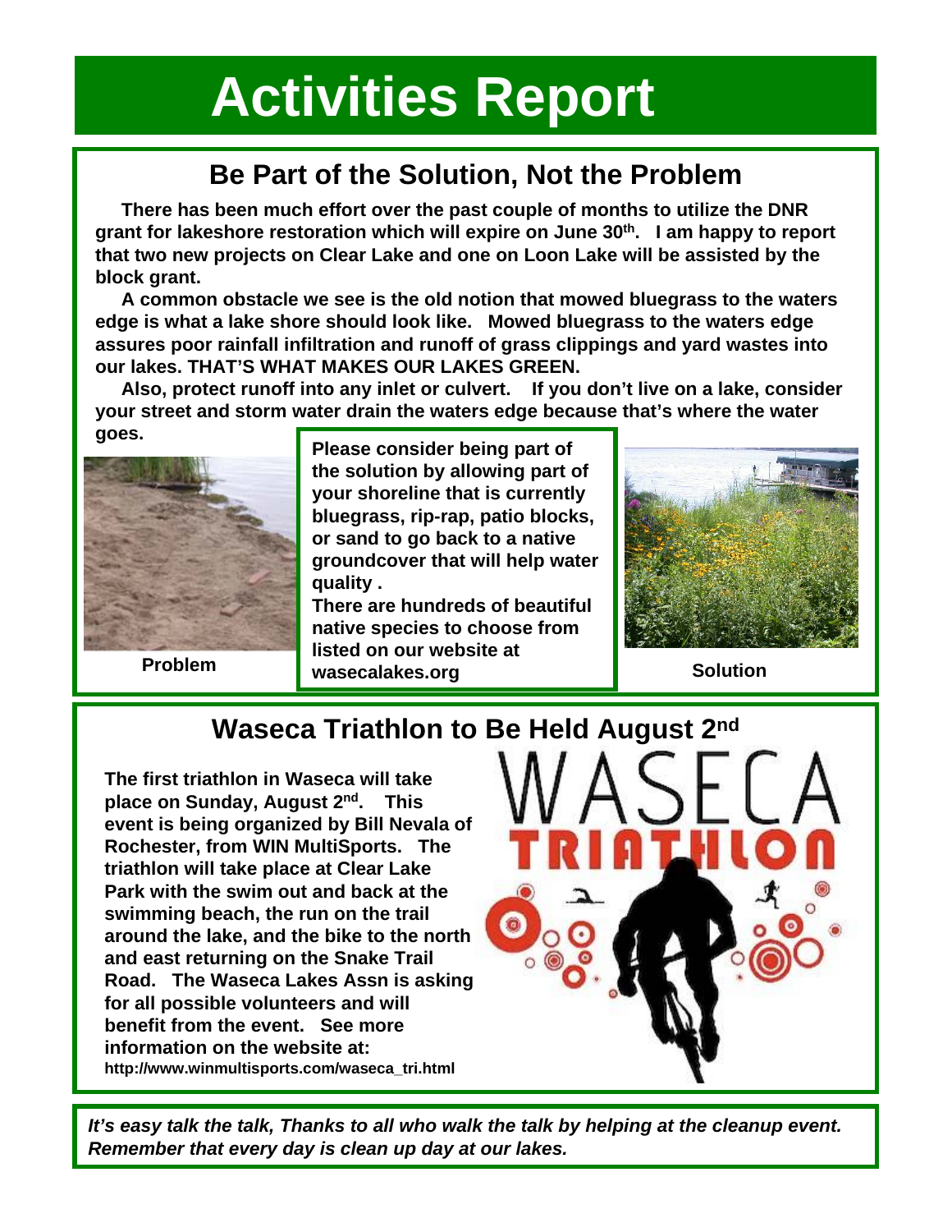# Activities Report

## Be Part of the Solution, Not the Problem

**There has been much effort over the past couple of months to utilize the DNR grant for lakeshore restoration which will expire on June 30th. I am happy to report that two new projects on Clear Lake and one on Loon Lake will be assisted by the block grant.**

**A common obstacle we see is the old notion that mowed bluegrass to the waters edge is what a lake shore should look like. Mowed bluegrass to the waters edge assures poor rainfall infiltration and runoff of grass clippings and yard wastes into our lakes. THAT'S WHAT MAKES OUR LAKES GREEN.**

**Also, protect runoff into any inlet or culvert. If you don't live on a lake, consider your street and storm water drain the waters edge because that's where the water goes.**

**Problem**

**Please consider being part of the solution by allowing part of your shoreline that is currently bluegrass, rip-rap, patio blocks, or sand to go back to a native groundcover that will help water quality .**
**There are hundreds of beautiful native species to choose from listed on our website at wasecalakes.org**

**Solution**

## Waseca Triathlon to Be Held August 2nd

**The first triathlon in Waseca will take place on Sunday, August 2nd. This event is being organized by Bill Nevala of Rochester, from WIN MultiSports. The triathlon will take place at Clear Lake Park with the swim out and back at the swimming beach, the run on the trail around the lake, and the bike to the north and east returning on the Snake Trail Road. The Waseca Lakes Assn is asking for all possible volunteers and will benefit from the event. See more information on the website at:**
**http://www.winmultisports.com/waseca_tri.html**

WASECA
TRIATHLON

***It's easy talk the talk, Thanks to all who walk the talk by helping at the cleanup event. Remember that every day is clean up day at our lakes.***